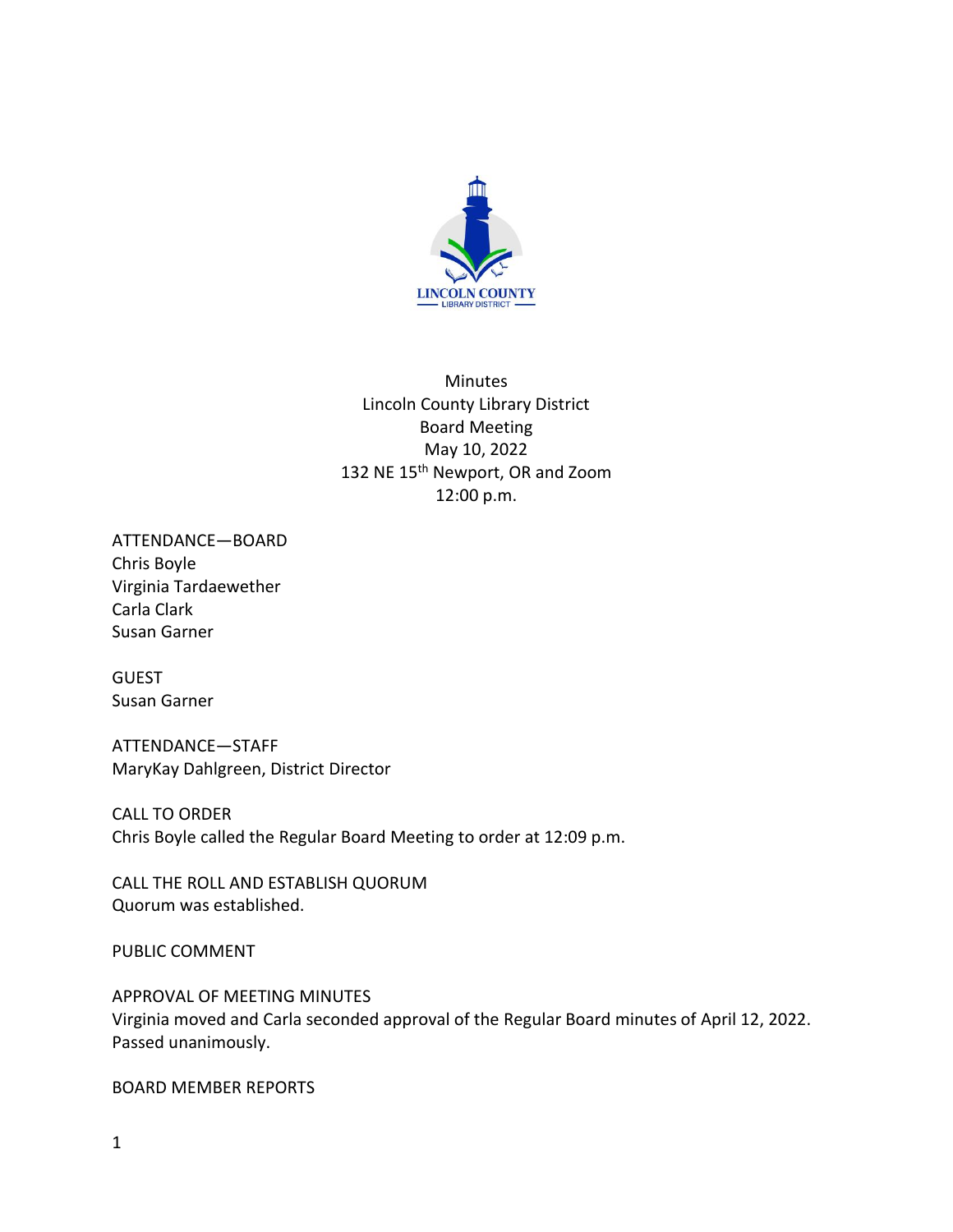Minutes
Lincoln County Library District
Board Meeting
May 10, 2022
132 NE 15th Newport, OR and Zoom
12:00 p.m.

ATTENDANCE—BOARD
Chris Boyle
Virginia Tardaewether
Carla Clark
Susan Garner

GUEST
Susan Garner

ATTENDANCE—STAFF
MaryKay Dahlgreen, District Director

CALL TO ORDER
Chris Boyle called the Regular Board Meeting to order at 12:09 p.m.

CALL THE ROLL AND ESTABLISH QUORUM
Quorum was established.

PUBLIC COMMENT

APPROVAL OF MEETING MINUTES
Virginia moved and Carla seconded approval of the Regular Board minutes of April 12, 2022. Passed unanimously.

BOARD MEMBER REPORTS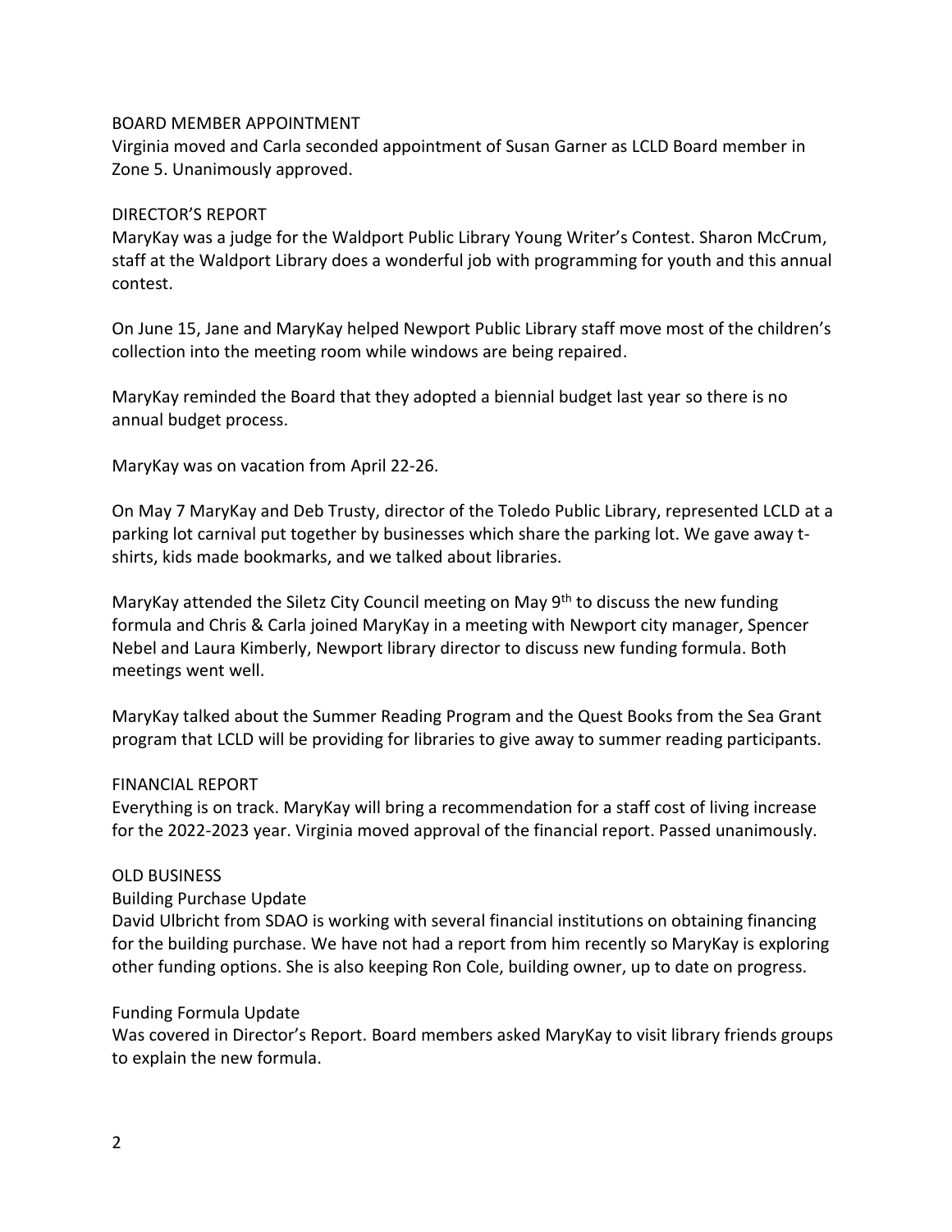## BOARD MEMBER APPOINTMENT

Virginia moved and Carla seconded appointment of Susan Garner as LCLD Board member in Zone 5. Unanimously approved.

## DIRECTOR'S REPORT

MaryKay was a judge for the Waldport Public Library Young Writer's Contest. Sharon McCrum, staff at the Waldport Library does a wonderful job with programming for youth and this annual contest.

On June 15, Jane and MaryKay helped Newport Public Library staff move most of the children's collection into the meeting room while windows are being repaired.

MaryKay reminded the Board that they adopted a biennial budget last year so there is no annual budget process.

MaryKay was on vacation from April 22-26.

On May 7 MaryKay and Deb Trusty, director of the Toledo Public Library, represented LCLD at a parking lot carnival put together by businesses which share the parking lot. We gave away t-shirts, kids made bookmarks, and we talked about libraries.

MaryKay attended the Siletz City Council meeting on May 9th to discuss the new funding formula and Chris & Carla joined MaryKay in a meeting with Newport city manager, Spencer Nebel and Laura Kimberly, Newport library director to discuss new funding formula. Both meetings went well.

MaryKay talked about the Summer Reading Program and the Quest Books from the Sea Grant program that LCLD will be providing for libraries to give away to summer reading participants.

## FINANCIAL REPORT

Everything is on track. MaryKay will bring a recommendation for a staff cost of living increase for the 2022-2023 year. Virginia moved approval of the financial report. Passed unanimously.

## OLD BUSINESS

### Building Purchase Update

David Ulbricht from SDAO is working with several financial institutions on obtaining financing for the building purchase. We have not had a report from him recently so MaryKay is exploring other funding options. She is also keeping Ron Cole, building owner, up to date on progress.

### Funding Formula Update

Was covered in Director's Report. Board members asked MaryKay to visit library friends groups to explain the new formula.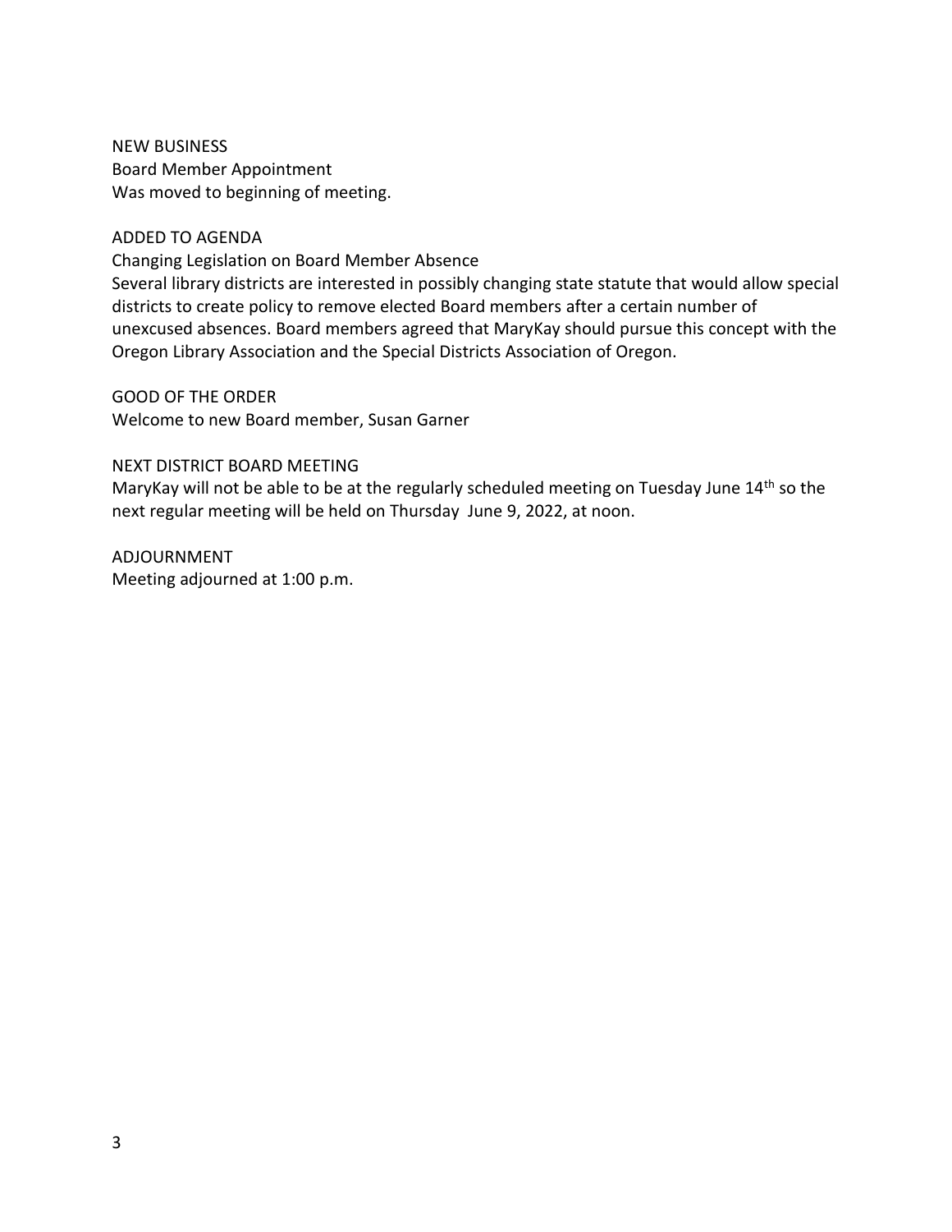NEW BUSINESS

Board Member Appointment

Was moved to beginning of meeting.

ADDED TO AGENDA

Changing Legislation on Board Member Absence

Several library districts are interested in possibly changing state statute that would allow special districts to create policy to remove elected Board members after a certain number of unexcused absences. Board members agreed that MaryKay should pursue this concept with the Oregon Library Association and the Special Districts Association of Oregon.

GOOD OF THE ORDER

Welcome to new Board member, Susan Garner

NEXT DISTRICT BOARD MEETING

MaryKay will not be able to be at the regularly scheduled meeting on Tuesday June 14th so the next regular meeting will be held on Thursday June 9, 2022, at noon.

ADJOURNMENT

Meeting adjourned at 1:00 p.m.